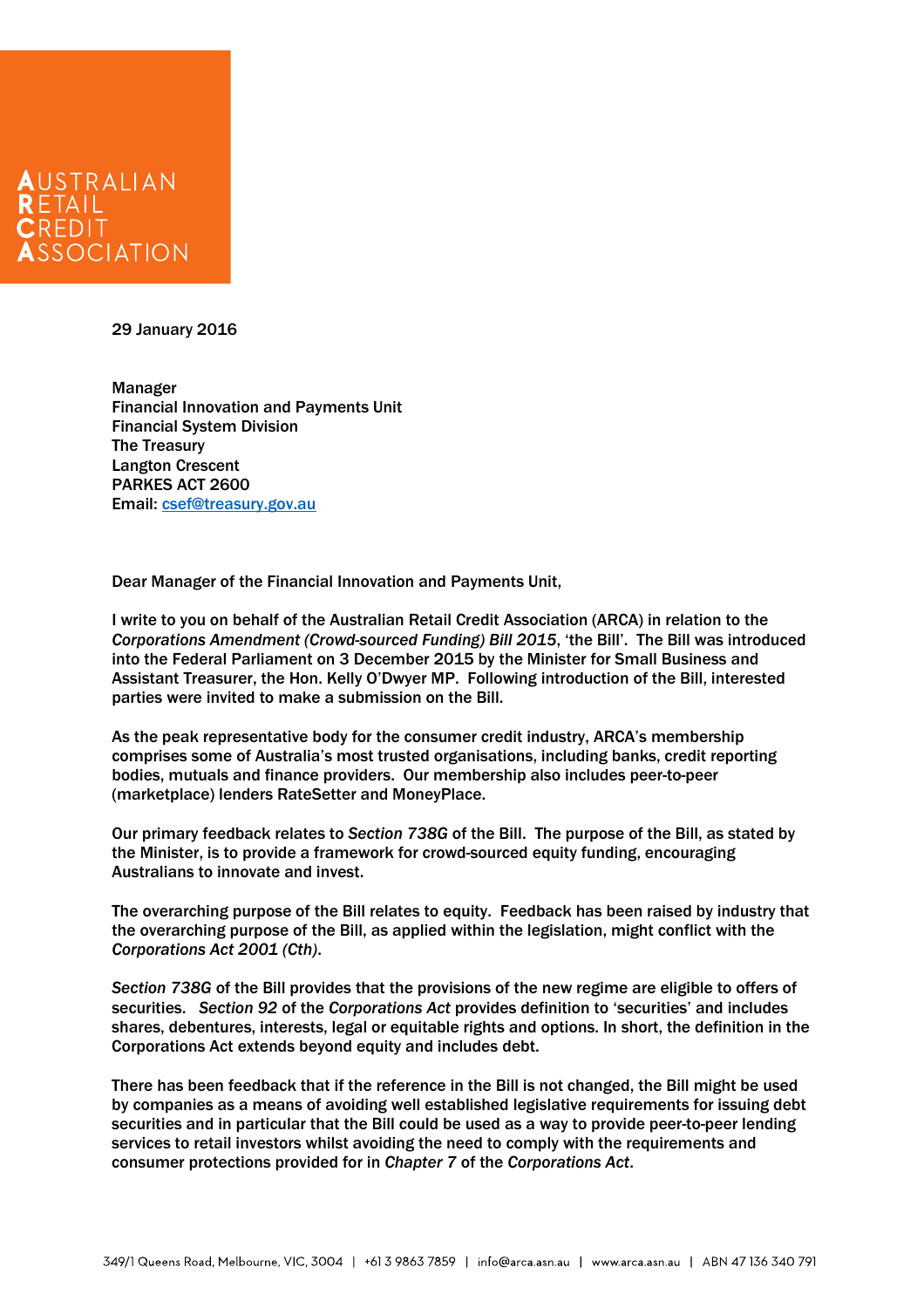AUSTRALIAN
RETAIL
CREDIT
ASSOCIATION

29 January 2016

Manager
Financial Innovation and Payments Unit
Financial System Division
The Treasury
Langton Crescent
PARKES ACT 2600
Email: csef@treasury.gov.au

Dear Manager of the Financial Innovation and Payments Unit,

I write to you on behalf of the Australian Retail Credit Association (ARCA) in relation to the *Corporations Amendment (Crowd-sourced Funding) Bill 2015*, 'the Bill'. The Bill was introduced into the Federal Parliament on 3 December 2015 by the Minister for Small Business and Assistant Treasurer, the Hon. Kelly O'Dwyer MP. Following introduction of the Bill, interested parties were invited to make a submission on the Bill.

As the peak representative body for the consumer credit industry, ARCA's membership comprises some of Australia's most trusted organisations, including banks, credit reporting bodies, mutuals and finance providers. Our membership also includes peer-to-peer (marketplace) lenders RateSetter and MoneyPlace.

Our primary feedback relates to *Section 738G* of the Bill. The purpose of the Bill, as stated by the Minister, is to provide a framework for crowd-sourced equity funding, encouraging Australians to innovate and invest.

The overarching purpose of the Bill relates to equity. Feedback has been raised by industry that the overarching purpose of the Bill, as applied within the legislation, might conflict with the *Corporations Act 2001 (Cth)*.

*Section 738G* of the Bill provides that the provisions of the new regime are eligible to offers of securities. *Section 92* of the *Corporations Act* provides definition to 'securities' and includes shares, debentures, interests, legal or equitable rights and options. In short, the definition in the Corporations Act extends beyond equity and includes debt.

There has been feedback that if the reference in the Bill is not changed, the Bill might be used by companies as a means of avoiding well established legislative requirements for issuing debt securities and in particular that the Bill could be used as a way to provide peer-to-peer lending services to retail investors whilst avoiding the need to comply with the requirements and consumer protections provided for in *Chapter 7* of the *Corporations Act*.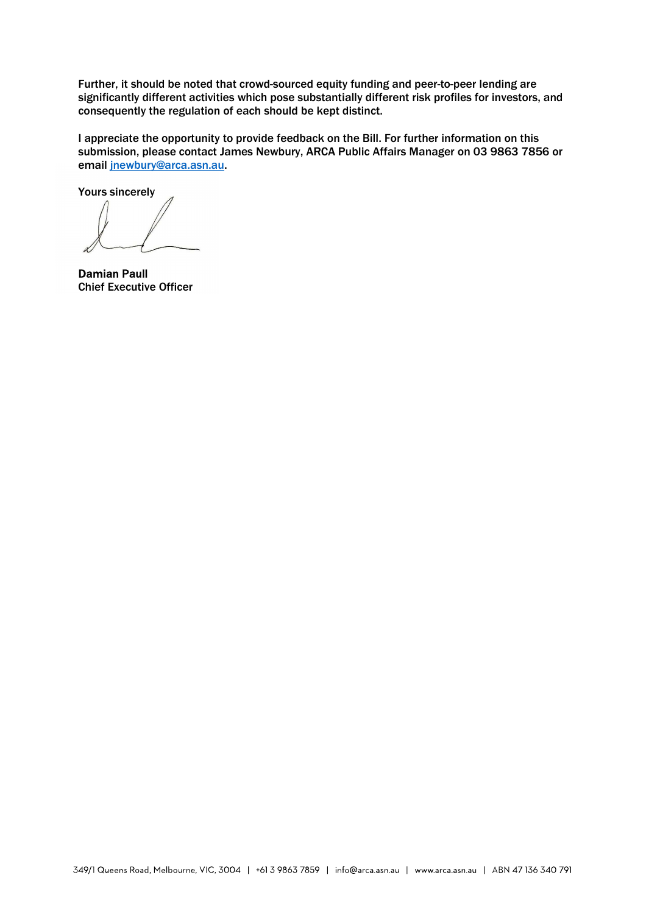Further, it should be noted that crowd-sourced equity funding and peer-to-peer lending are significantly different activities which pose substantially different risk profiles for investors, and consequently the regulation of each should be kept distinct.

I appreciate the opportunity to provide feedback on the Bill. For further information on this submission, please contact James Newbury, ARCA Public Affairs Manager on 03 9863 7856 or email jnewbury@arca.asn.au.

Yours sincerely

**Damian Paull**
**Chief Executive Officer**

349/1 Queens Road, Melbourne, VIC, 3004 | +61 3 9863 7859 | info@arca.asn.au | www.arca.asn.au | ABN 47 136 340 791